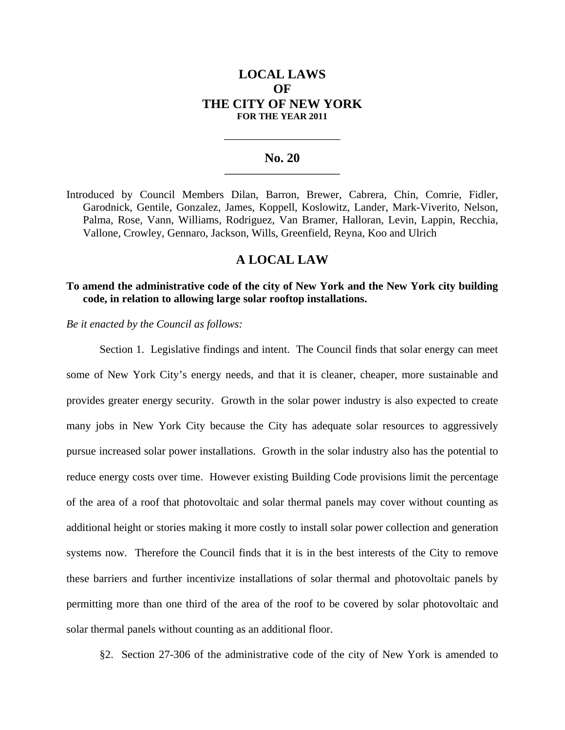# LOCAL LAWS
# OF
# THE CITY OF NEW YORK
**FOR THE YEAR 2011**

---

## No. 20

---

Introduced by Council Members Dilan, Barron, Brewer, Cabrera, Chin, Comrie, Fidler, Garodnick, Gentile, Gonzalez, James, Koppell, Koslowitz, Lander, Mark-Viverito, Nelson, Palma, Rose, Vann, Williams, Rodriguez, Van Bramer, Halloran, Levin, Lappin, Recchia, Vallone, Crowley, Gennaro, Jackson, Wills, Greenfield, Reyna, Koo and Ulrich

## A LOCAL LAW

**To amend the administrative code of the city of New York and the New York city building code, in relation to allowing large solar rooftop installations.**

*Be it enacted by the Council as follows:*

Section 1. Legislative findings and intent. The Council finds that solar energy can meet some of New York City's energy needs, and that it is cleaner, cheaper, more sustainable and provides greater energy security. Growth in the solar power industry is also expected to create many jobs in New York City because the City has adequate solar resources to aggressively pursue increased solar power installations. Growth in the solar industry also has the potential to reduce energy costs over time. However existing Building Code provisions limit the percentage of the area of a roof that photovoltaic and solar thermal panels may cover without counting as additional height or stories making it more costly to install solar power collection and generation systems now. Therefore the Council finds that it is in the best interests of the City to remove these barriers and further incentivize installations of solar thermal and photovoltaic panels by permitting more than one third of the area of the roof to be covered by solar photovoltaic and solar thermal panels without counting as an additional floor.

§2. Section 27-306 of the administrative code of the city of New York is amended to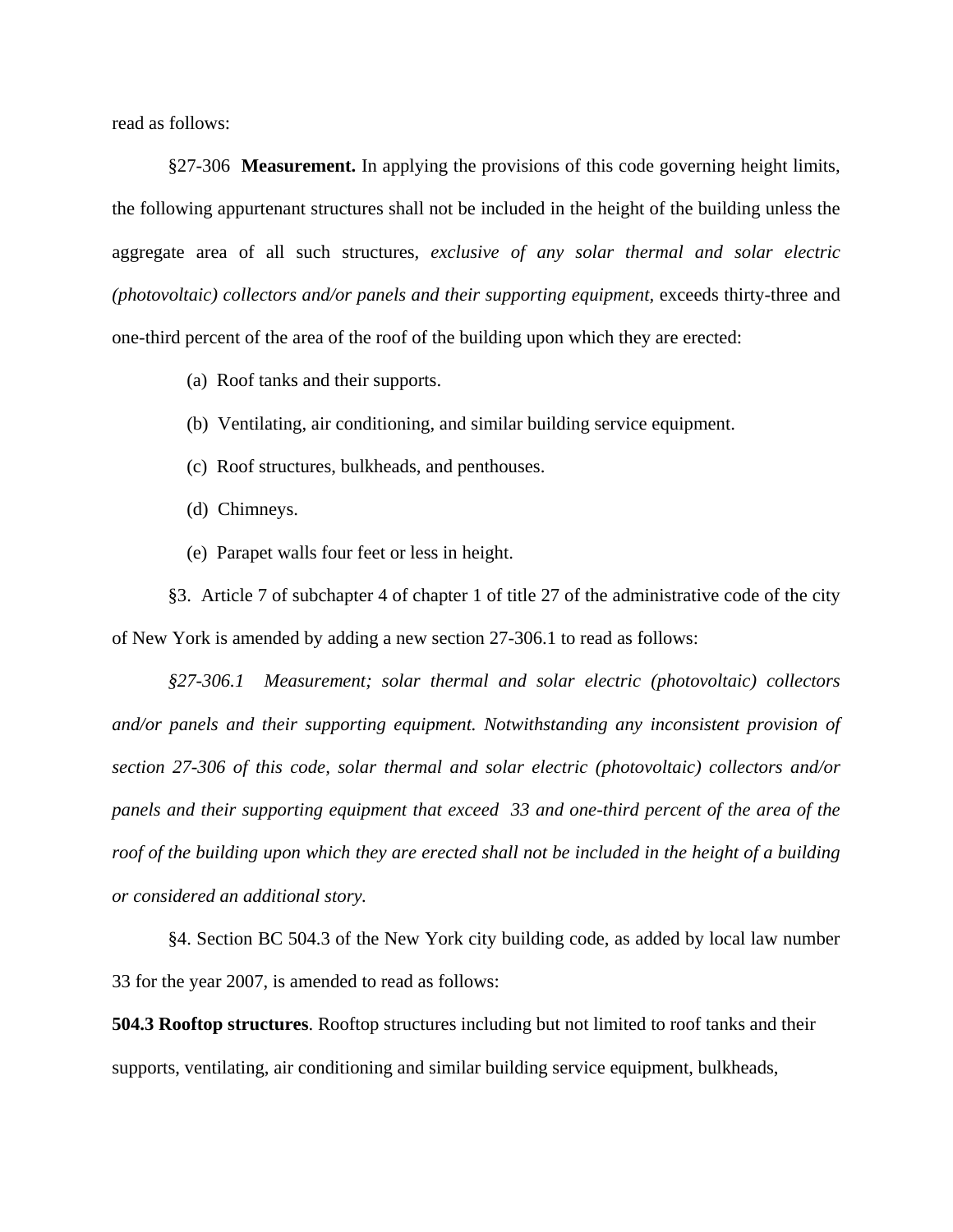read as follows:

§27-306 **Measurement.** In applying the provisions of this code governing height limits, the following appurtenant structures shall not be included in the height of the building unless the aggregate area of all such structures, *exclusive of any solar thermal and solar electric (photovoltaic) collectors and/or panels and their supporting equipment,* exceeds thirty-three and one-third percent of the area of the roof of the building upon which they are erected:

(a) Roof tanks and their supports.

(b) Ventilating, air conditioning, and similar building service equipment.

(c) Roof structures, bulkheads, and penthouses.

(d) Chimneys.

(e) Parapet walls four feet or less in height.

§3. Article 7 of subchapter 4 of chapter 1 of title 27 of the administrative code of the city of New York is amended by adding a new section 27-306.1 to read as follows:

*§27-306.1 Measurement; solar thermal and solar electric (photovoltaic) collectors and/or panels and their supporting equipment. Notwithstanding any inconsistent provision of section 27-306 of this code, solar thermal and solar electric (photovoltaic) collectors and/or panels and their supporting equipment that exceed 33 and one-third percent of the area of the roof of the building upon which they are erected shall not be included in the height of a building or considered an additional story.*

§4. Section BC 504.3 of the New York city building code, as added by local law number 33 for the year 2007, is amended to read as follows:

**504.3 Rooftop structures**. Rooftop structures including but not limited to roof tanks and their supports, ventilating, air conditioning and similar building service equipment, bulkheads,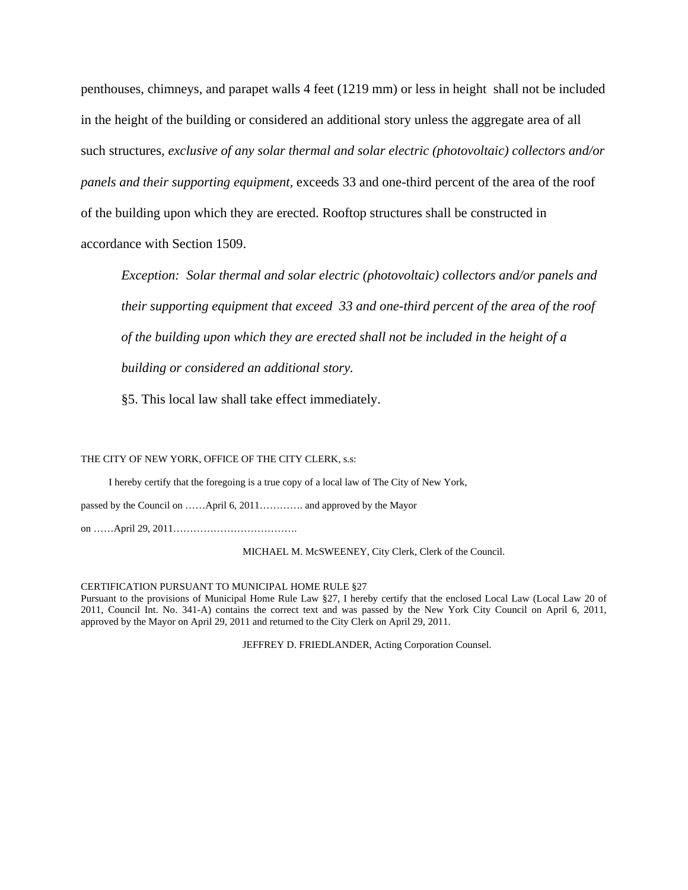penthouses, chimneys, and parapet walls 4 feet (1219 mm) or less in height shall not be included in the height of the building or considered an additional story unless the aggregate area of all such structures, *exclusive of any solar thermal and solar electric (photovoltaic) collectors and/or panels and their supporting equipment,* exceeds 33 and one-third percent of the area of the roof of the building upon which they are erected. Rooftop structures shall be constructed in accordance with Section 1509.

> *Exception: Solar thermal and solar electric (photovoltaic) collectors and/or panels and their supporting equipment that exceed 33 and one-third percent of the area of the roof of the building upon which they are erected shall not be included in the height of a building or considered an additional story.*

§5. This local law shall take effect immediately.

THE CITY OF NEW YORK, OFFICE OF THE CITY CLERK, s.s:

I hereby certify that the foregoing is a true copy of a local law of The City of New York, passed by the Council on ……April 6, 2011…………. and approved by the Mayor on ……April 29, 2011……………………………….

MICHAEL M. McSWEENEY, City Clerk, Clerk of the Council.

CERTIFICATION PURSUANT TO MUNICIPAL HOME RULE §27

Pursuant to the provisions of Municipal Home Rule Law §27, I hereby certify that the enclosed Local Law (Local Law 20 of 2011, Council Int. No. 341-A) contains the correct text and was passed by the New York City Council on April 6, 2011, approved by the Mayor on April 29, 2011 and returned to the City Clerk on April 29, 2011.

JEFFREY D. FRIEDLANDER, Acting Corporation Counsel.